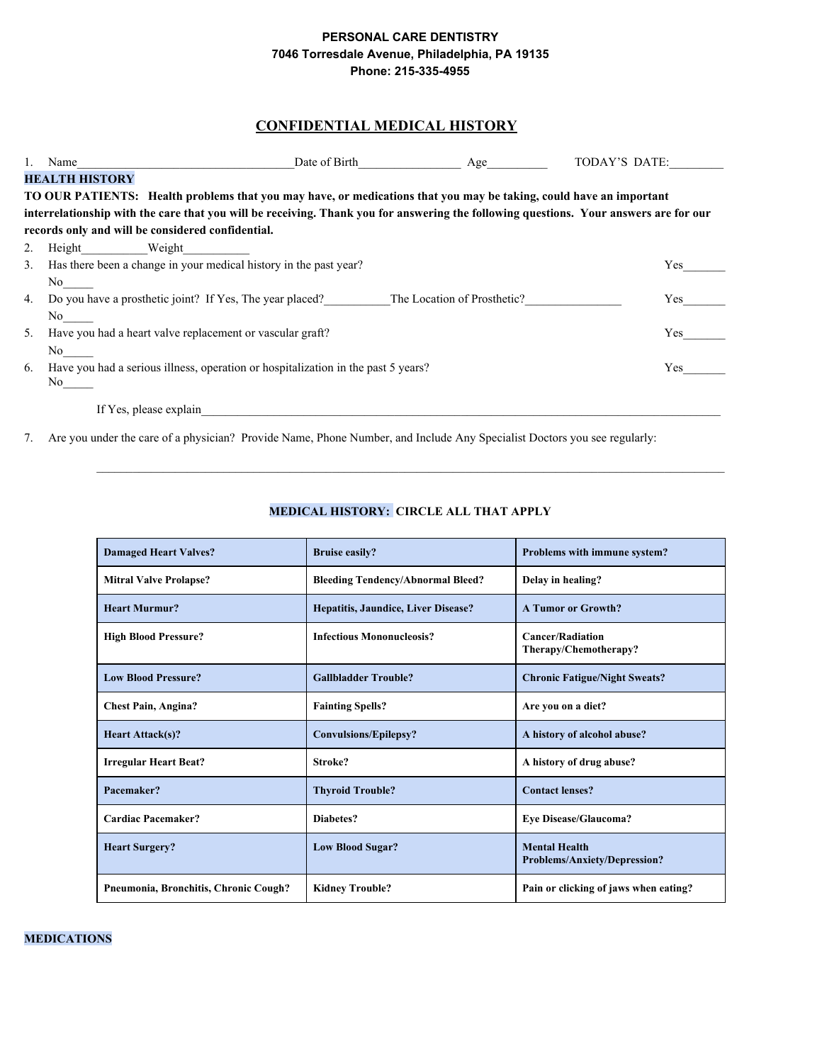**PERSONAL CARE DENTISTRY**
**7046 Torresdale Avenue, Philadelphia, PA 19135**
**Phone: 215-335-4955**

# CONFIDENTIAL MEDICAL HISTORY

1. Name___________________________________Date of Birth________________ Age_________ TODAY'S DATE:_________

## HEALTH HISTORY

**TO OUR PATIENTS: Health problems that you may have, or medications that you may be taking, could have an important interrelationship with the care that you will be receiving. Thank you for answering the following questions. Your answers are for our records only and will be considered confidential.**

2. Height__________Weight__________
3. Has there been a change in your medical history in the past year? Yes_______ No_____
4. Do you have a prosthetic joint? If Yes, The year placed?__________The Location of Prosthetic?_______________ Yes_______ No_____
5. Have you had a heart valve replacement or vascular graft? Yes_______ No_____
6. Have you had a serious illness, operation or hospitalization in the past 5 years? Yes_______ No_____

   If Yes, please explain_______________________________________________________________________________

7. Are you under the care of a physician? Provide Name, Phone Number, and Include Any Specialist Doctors you see regularly:

   _______________________________________________________________________________

## MEDICAL HISTORY: CIRCLE ALL THAT APPLY

| | | |
|---|---|---|
| **Damaged Heart Valves?** | **Bruise easily?** | **Problems with immune system?** |
| **Mitral Valve Prolapse?** | **Bleeding Tendency/Abnormal Bleed?** | **Delay in healing?** |
| **Heart Murmur?** | **Hepatitis, Jaundice, Liver Disease?** | **A Tumor or Growth?** |
| **High Blood Pressure?** | **Infectious Mononucleosis?** | **Cancer/Radiation Therapy/Chemotherapy?** |
| **Low Blood Pressure?** | **Gallbladder Trouble?** | **Chronic Fatigue/Night Sweats?** |
| **Chest Pain, Angina?** | **Fainting Spells?** | **Are you on a diet?** |
| **Heart Attack(s)?** | **Convulsions/Epilepsy?** | **A history of alcohol abuse?** |
| **Irregular Heart Beat?** | **Stroke?** | **A history of drug abuse?** |
| **Pacemaker?** | **Thyroid Trouble?** | **Contact lenses?** |
| **Cardiac Pacemaker?** | **Diabetes?** | **Eye Disease/Glaucoma?** |
| **Heart Surgery?** | **Low Blood Sugar?** | **Mental Health Problems/Anxiety/Depression?** |
| **Pneumonia, Bronchitis, Chronic Cough?** | **Kidney Trouble?** | **Pain or clicking of jaws when eating?** |

## MEDICATIONS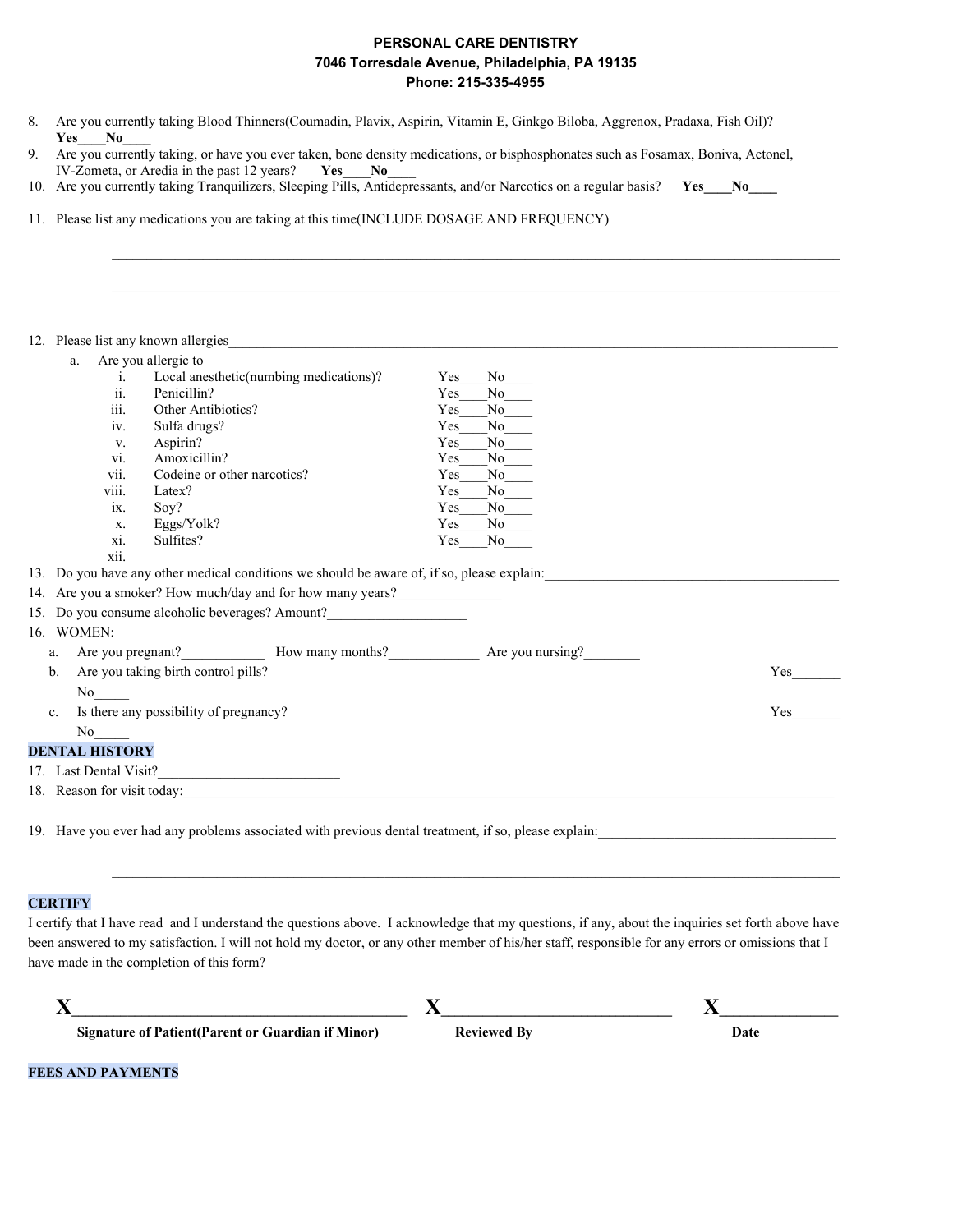**PERSONAL CARE DENTISTRY**
**7046 Torresdale Avenue, Philadelphia, PA 19135**
**Phone: 215-335-4955**

8. Are you currently taking Blood Thinners(Coumadin, Plavix, Aspirin, Vitamin E, Ginkgo Biloba, Aggrenox, Pradaxa, Fish Oil)? **Yes____No____**
9. Are you currently taking, or have you ever taken, bone density medications, or bisphosphonates such as Fosamax, Boniva, Actonel, IV-Zometa, or Aredia in the past 12 years? **Yes____No____**
10. Are you currently taking Tranquilizers, Sleeping Pills, Antidepressants, and/or Narcotics on a regular basis? **Yes____No____**

11. Please list any medications you are taking at this time(INCLUDE DOSAGE AND FREQUENCY)

____________________________________________________________________________________________

____________________________________________________________________________________________

12. Please list any known allergies____________________________________________________________________________
    a. Are you allergic to
        i. Local anesthetic(numbing medications)? Yes____No____
        ii. Penicillin? Yes____No____
        iii. Other Antibiotics? Yes____No____
        iv. Sulfa drugs? Yes____No____
        v. Aspirin? Yes____No____
        vi. Amoxicillin? Yes____No____
        vii. Codeine or other narcotics? Yes____No____
        viii. Latex? Yes____No____
        ix. Soy? Yes____No____
        x. Eggs/Yolk? Yes____No____
        xi. Sulfites? Yes____No____
        xii.
13. Do you have any other medical conditions we should be aware of, if so, please explain:__________________________________________
14. Are you a smoker? How much/day and for how many years?_______________
15. Do you consume alcoholic beverages? Amount?____________________
16. WOMEN:
    a. Are you pregnant?____________ How many months?_____________ Are you nursing?________
    b. Are you taking birth control pills? Yes_______ No_____
    c. Is there any possibility of pregnancy? Yes_______ No_____

**DENTAL HISTORY**

17. Last Dental Visit?_________________________
18. Reason for visit today:_____________________________________________________________________________________________

19. Have you ever had any problems associated with previous dental treatment, if so, please explain:__________________________________

____________________________________________________________________________________________

**CERTIFY**

I certify that I have read and I understand the questions above. I acknowledge that my questions, if any, about the inquiries set forth above have been answered to my satisfaction. I will not hold my doctor, or any other member of his/her staff, responsible for any errors or omissions that I have made in the completion of this form?

| **X**________________________________________ | **X**____________________________ | **X**_____________ |
|---|---|---|
| **Signature of Patient(Parent or Guardian if Minor)** | **Reviewed By** | **Date** |

**FEES AND PAYMENTS**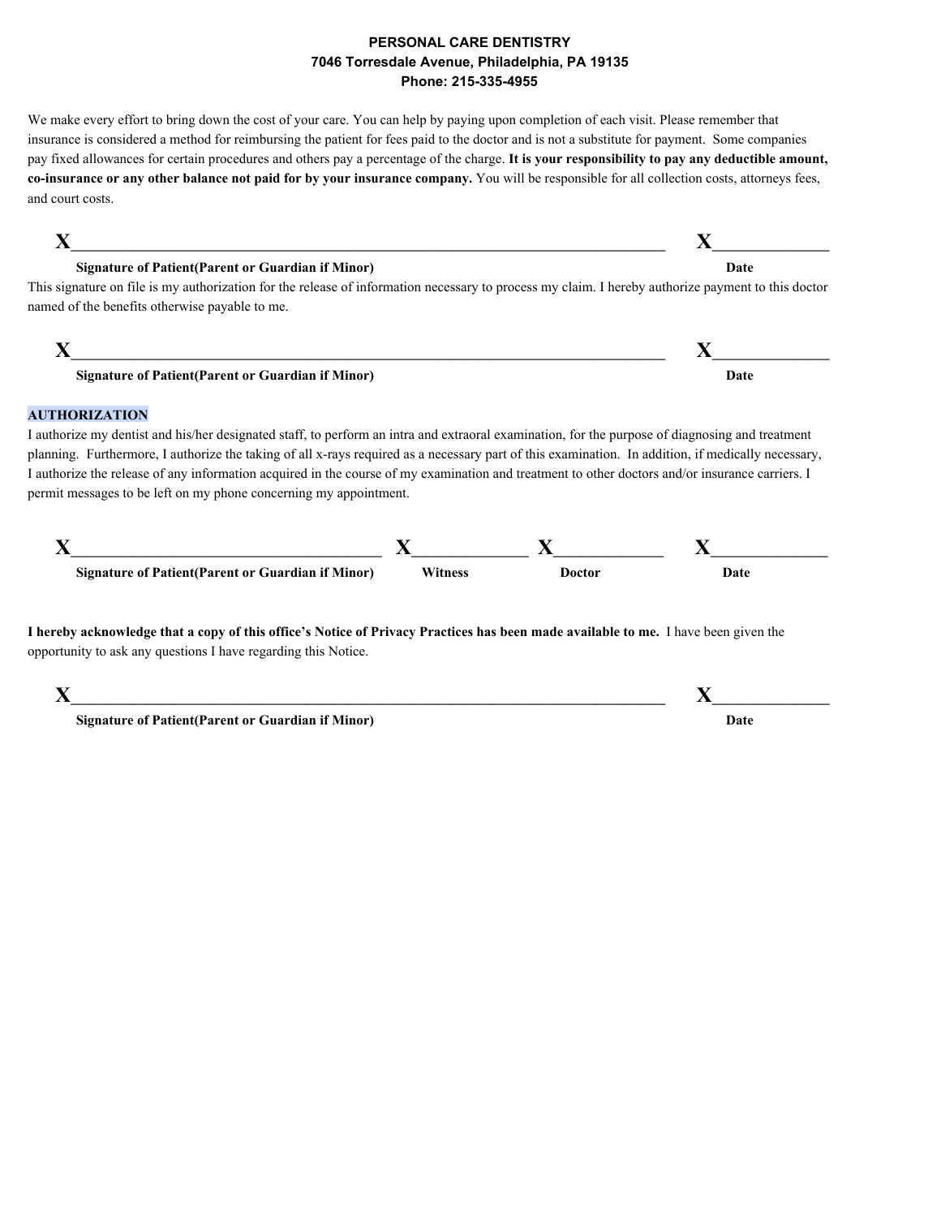**PERSONAL CARE DENTISTRY**
**7046 Torresdale Avenue, Philadelphia, PA 19135**
**Phone: 215-335-4955**

We make every effort to bring down the cost of your care. You can help by paying upon completion of each visit. Please remember that insurance is considered a method for reimbursing the patient for fees paid to the doctor and is not a substitute for payment. Some companies pay fixed allowances for certain procedures and others pay a percentage of the charge. **It is your responsibility to pay any deductible amount, co-insurance or any other balance not paid for by your insurance company.** You will be responsible for all collection costs, attorneys fees, and court costs.

**X**_______________________________________________ **X**_____________

**Signature of Patient(Parent or Guardian if Minor)** **Date**

This signature on file is my authorization for the release of information necessary to process my claim. I hereby authorize payment to this doctor named of the benefits otherwise payable to me.

**X**_______________________________________________ **X**_____________

**Signature of Patient(Parent or Guardian if Minor)** **Date**

**AUTHORIZATION**

I authorize my dentist and his/her designated staff, to perform an intra and extraoral examination, for the purpose of diagnosing and treatment planning. Furthermore, I authorize the taking of all x-rays required as a necessary part of this examination. In addition, if medically necessary, I authorize the release of any information acquired in the course of my examination and treatment to other doctors and/or insurance carriers. I permit messages to be left on my phone concerning my appointment.

**X**_______________________ **X**_____________ **X**_____________ **X**_____________

**Signature of Patient(Parent or Guardian if Minor)** **Witness** **Doctor** **Date**

**I hereby acknowledge that a copy of this office's Notice of Privacy Practices has been made available to me.** I have been given the opportunity to ask any questions I have regarding this Notice.

**X**_______________________________________________ **X**_____________

**Signature of Patient(Parent or Guardian if Minor)** **Date**